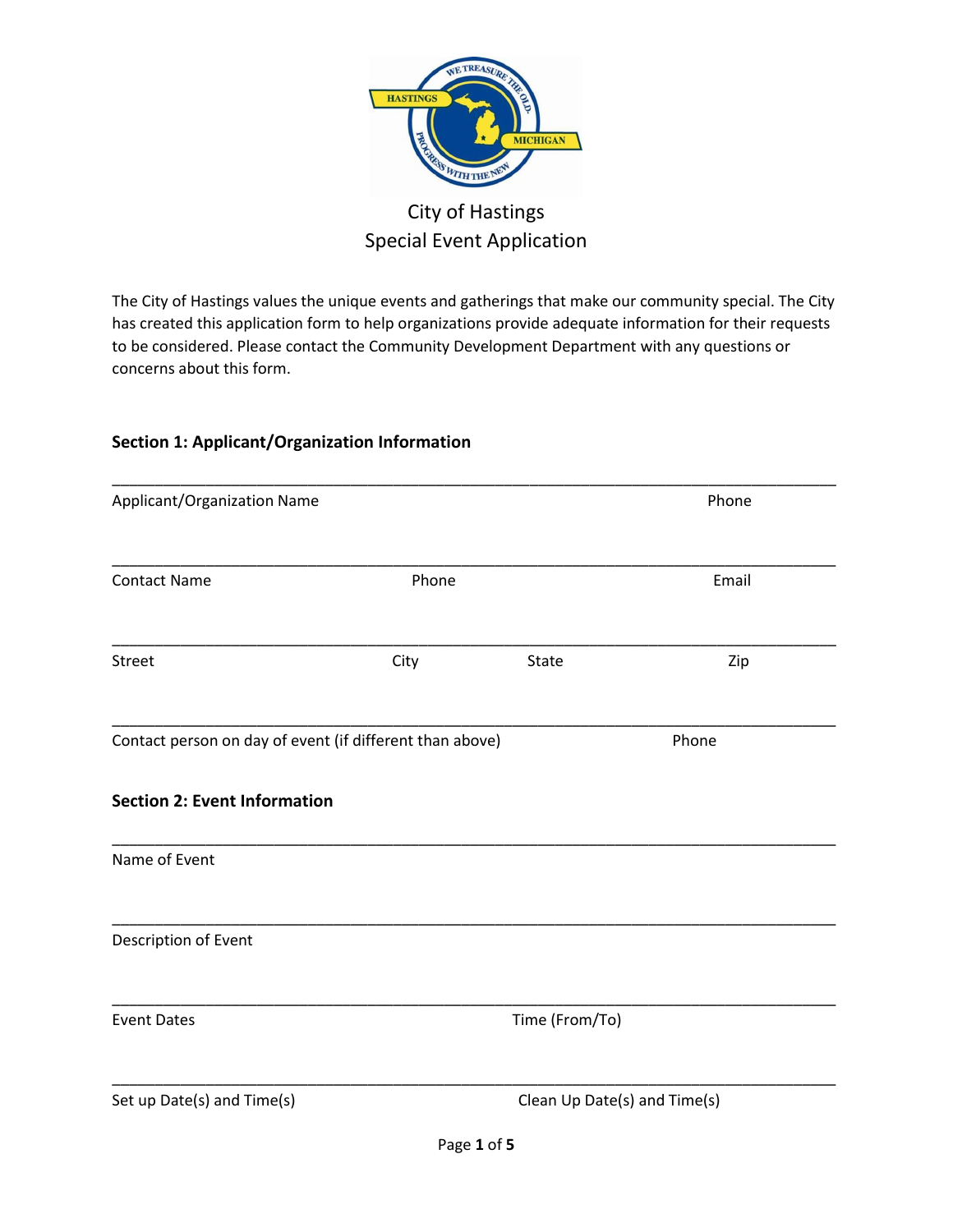# City of Hastings
## Special Event Application

The City of Hastings values the unique events and gatherings that make our community special. The City has created this application form to help organizations provide adequate information for their requests to be considered. Please contact the Community Development Department with any questions or concerns about this form.

### Section 1: Applicant/Organization Information

______________________________________________________________________________

Applicant/Organization Name                                                                 Phone

______________________________________________________________________________

Contact Name                              Phone                                              Email

______________________________________________________________________________

Street                              City                    State                              Zip

______________________________________________________________________________

Contact person on day of event (if different than above)                          Phone

### Section 2: Event Information

______________________________________________________________________________

Name of Event

______________________________________________________________________________

Description of Event

______________________________________________________________________________

Event Dates                                                              Time (From/To)

______________________________________________________________________________

Set up Date(s) and Time(s)                                         Clean Up Date(s) and Time(s)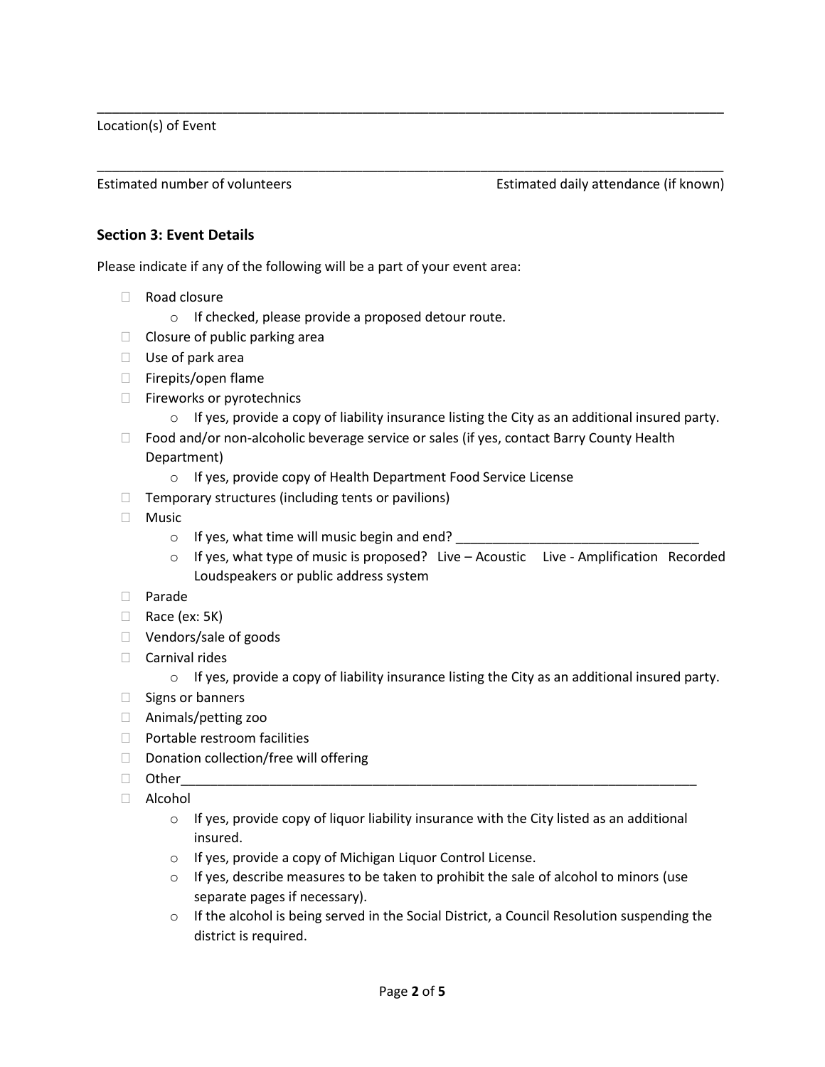\_\_\_\_\_\_\_\_\_\_\_\_\_\_\_\_\_\_\_\_\_\_\_\_\_\_\_\_\_\_\_\_\_\_\_\_\_\_\_\_\_\_\_\_\_\_\_\_\_\_\_\_\_\_\_\_\_\_\_\_\_\_\_\_\_\_\_\_\_\_\_\_\_\_\_\_\_\_\_\_\_\_

Location(s) of Event

\_\_\_\_\_\_\_\_\_\_\_\_\_\_\_\_\_\_\_\_\_\_\_\_\_\_\_\_\_\_\_\_\_\_\_\_\_\_\_\_\_\_\_\_\_\_\_\_\_\_\_\_\_\_\_\_\_\_\_\_\_\_\_\_\_\_\_\_\_\_\_\_\_\_\_\_\_\_\_\_\_\_

Estimated number of volunteers Estimated daily attendance (if known)

### Section 3: Event Details

Please indicate if any of the following will be a part of your event area:

- ☐ Road closure
  - If checked, please provide a proposed detour route.
- ☐ Closure of public parking area
- ☐ Use of park area
- ☐ Firepits/open flame
- ☐ Fireworks or pyrotechnics
  - If yes, provide a copy of liability insurance listing the City as an additional insured party.
- ☐ Food and/or non-alcoholic beverage service or sales (if yes, contact Barry County Health Department)
  - If yes, provide copy of Health Department Food Service License
- ☐ Temporary structures (including tents or pavilions)
- ☐ Music
  - If yes, what time will music begin and end? \_\_\_\_\_\_\_\_\_\_\_\_\_\_\_\_\_\_\_\_\_\_\_\_\_\_\_\_\_\_\_\_
  - If yes, what type of music is proposed? Live – Acoustic Live - Amplification Recorded Loudspeakers or public address system
- ☐ Parade
- ☐ Race (ex: 5K)
- ☐ Vendors/sale of goods
- ☐ Carnival rides
  - If yes, provide a copy of liability insurance listing the City as an additional insured party.
- ☐ Signs or banners
- ☐ Animals/petting zoo
- ☐ Portable restroom facilities
- ☐ Donation collection/free will offering
- ☐ Other\_\_\_\_\_\_\_\_\_\_\_\_\_\_\_\_\_\_\_\_\_\_\_\_\_\_\_\_\_\_\_\_\_\_\_\_\_\_\_\_\_\_\_\_\_\_\_\_\_\_\_\_\_\_\_\_\_\_\_\_\_\_\_\_\_\_\_\_\_\_
- ☐ Alcohol
  - If yes, provide copy of liquor liability insurance with the City listed as an additional insured.
  - If yes, provide a copy of Michigan Liquor Control License.
  - If yes, describe measures to be taken to prohibit the sale of alcohol to minors (use separate pages if necessary).
  - If the alcohol is being served in the Social District, a Council Resolution suspending the district is required.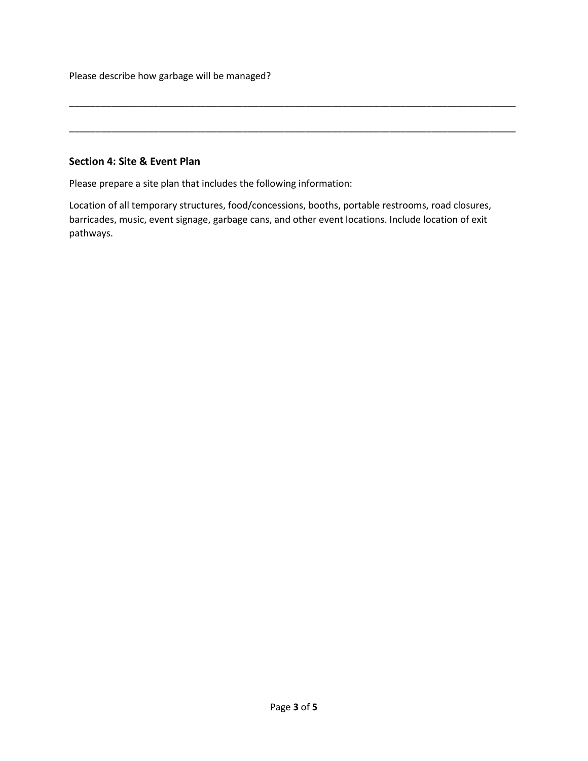Please describe how garbage will be managed?

\_\_\_\_\_\_\_\_\_\_\_\_\_\_\_\_\_\_\_\_\_\_\_\_\_\_\_\_\_\_\_\_\_\_\_\_\_\_\_\_\_\_\_\_\_\_\_\_\_\_\_\_\_\_\_\_\_\_\_\_\_\_\_\_\_\_\_\_\_\_\_\_\_\_\_\_\_\_\_\_\_\_\_\_

\_\_\_\_\_\_\_\_\_\_\_\_\_\_\_\_\_\_\_\_\_\_\_\_\_\_\_\_\_\_\_\_\_\_\_\_\_\_\_\_\_\_\_\_\_\_\_\_\_\_\_\_\_\_\_\_\_\_\_\_\_\_\_\_\_\_\_\_\_\_\_\_\_\_\_\_\_\_\_\_\_\_\_\_

### Section 4: Site & Event Plan

Please prepare a site plan that includes the following information:

Location of all temporary structures, food/concessions, booths, portable restrooms, road closures, barricades, music, event signage, garbage cans, and other event locations. Include location of exit pathways.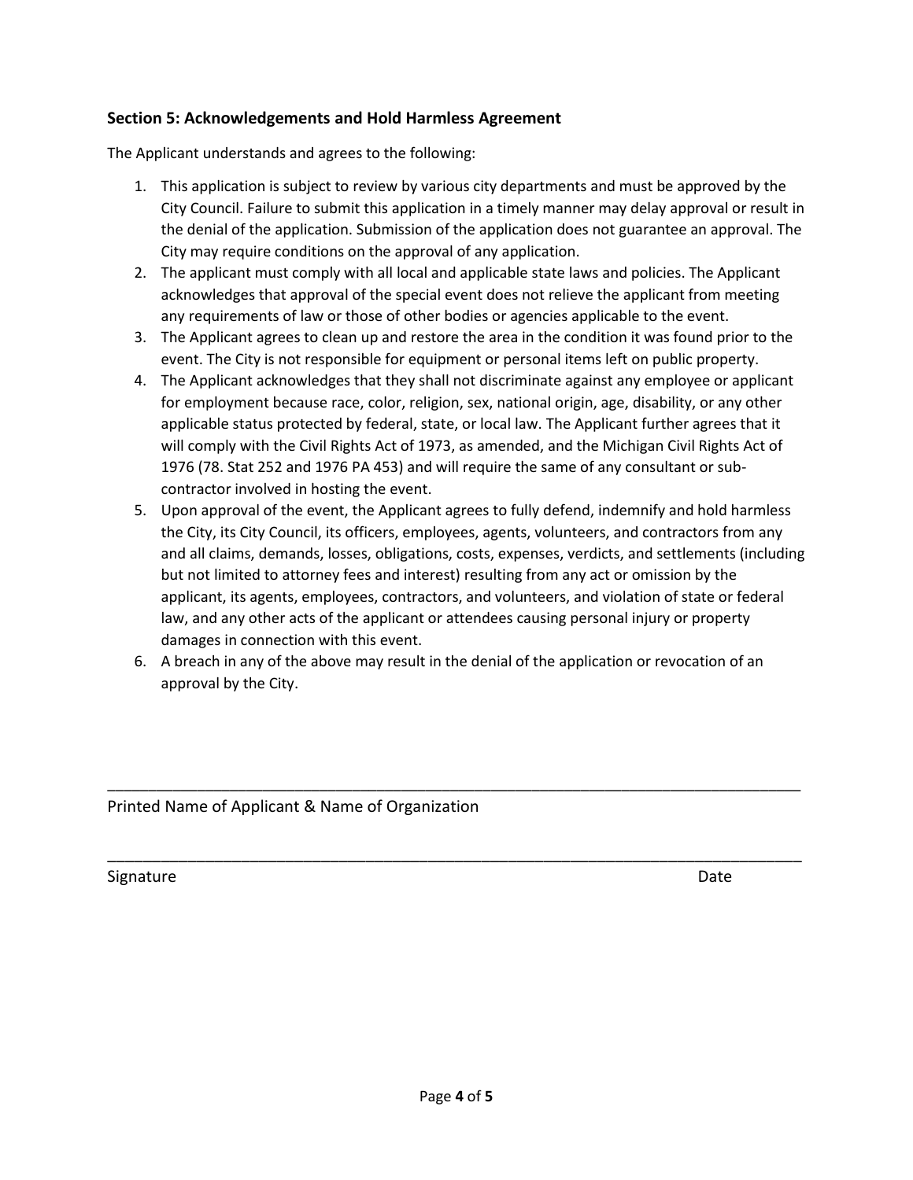## Section 5: Acknowledgements and Hold Harmless Agreement

The Applicant understands and agrees to the following:

1. This application is subject to review by various city departments and must be approved by the City Council. Failure to submit this application in a timely manner may delay approval or result in the denial of the application. Submission of the application does not guarantee an approval. The City may require conditions on the approval of any application.
2. The applicant must comply with all local and applicable state laws and policies. The Applicant acknowledges that approval of the special event does not relieve the applicant from meeting any requirements of law or those of other bodies or agencies applicable to the event.
3. The Applicant agrees to clean up and restore the area in the condition it was found prior to the event. The City is not responsible for equipment or personal items left on public property.
4. The Applicant acknowledges that they shall not discriminate against any employee or applicant for employment because race, color, religion, sex, national origin, age, disability, or any other applicable status protected by federal, state, or local law. The Applicant further agrees that it will comply with the Civil Rights Act of 1973, as amended, and the Michigan Civil Rights Act of 1976 (78. Stat 252 and 1976 PA 453) and will require the same of any consultant or sub-contractor involved in hosting the event.
5. Upon approval of the event, the Applicant agrees to fully defend, indemnify and hold harmless the City, its City Council, its officers, employees, agents, volunteers, and contractors from any and all claims, demands, losses, obligations, costs, expenses, verdicts, and settlements (including but not limited to attorney fees and interest) resulting from any act or omission by the applicant, its agents, employees, contractors, and volunteers, and violation of state or federal law, and any other acts of the applicant or attendees causing personal injury or property damages in connection with this event.
6. A breach in any of the above may result in the denial of the application or revocation of an approval by the City.

_______________________________________________________________________________

Printed Name of Applicant & Name of Organization

_______________________________________________________________________________

Signature Date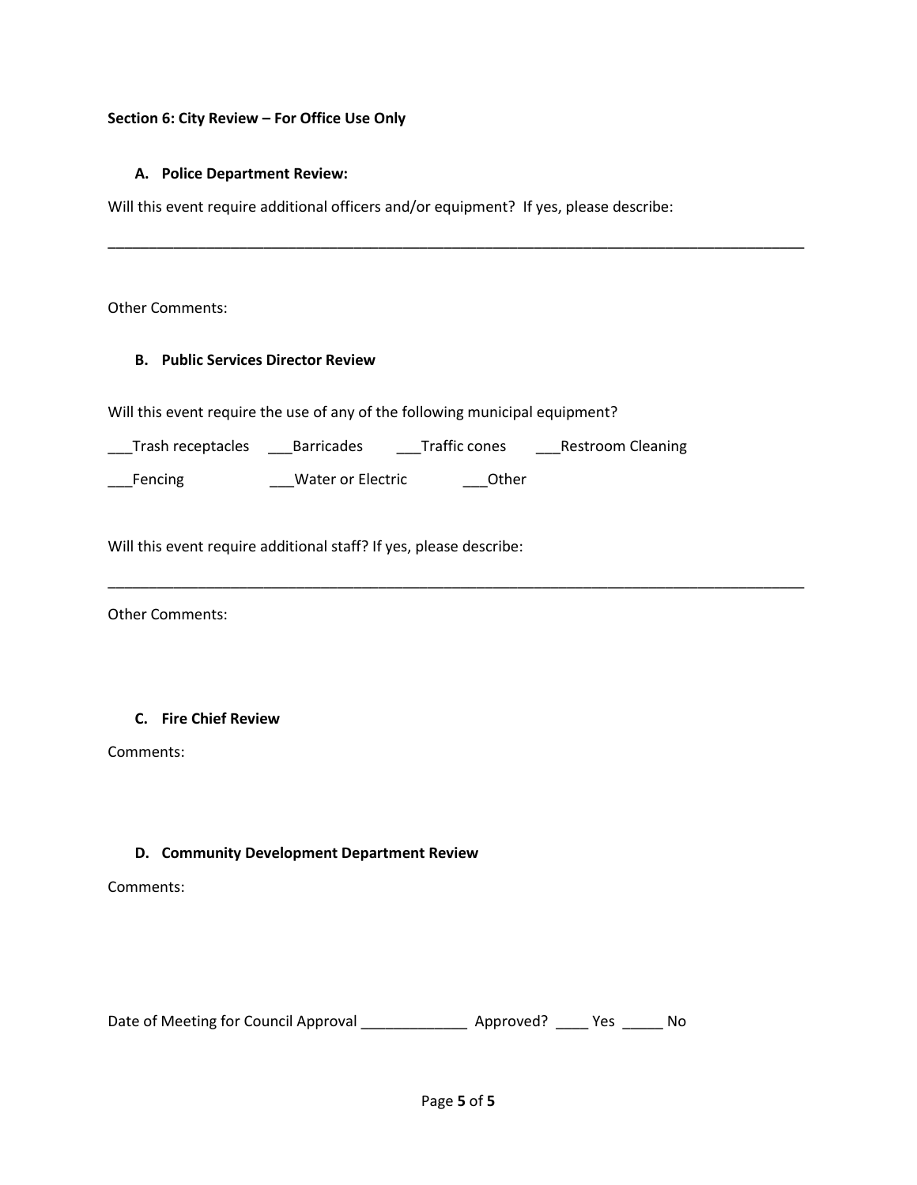**Section 6: City Review – For Office Use Only**

### A. Police Department Review:

Will this event require additional officers and/or equipment? If yes, please describe:

__________________________________________________________________________________________

Other Comments:

### B. Public Services Director Review

Will this event require the use of any of the following municipal equipment?

___Trash receptacles ___Barricades ___Traffic cones ___Restroom Cleaning

___Fencing ___Water or Electric ___Other

Will this event require additional staff? If yes, please describe:

__________________________________________________________________________________________

Other Comments:

### C. Fire Chief Review

Comments:

### D. Community Development Department Review

Comments:

Date of Meeting for Council Approval _____________ Approved? ____ Yes _____ No